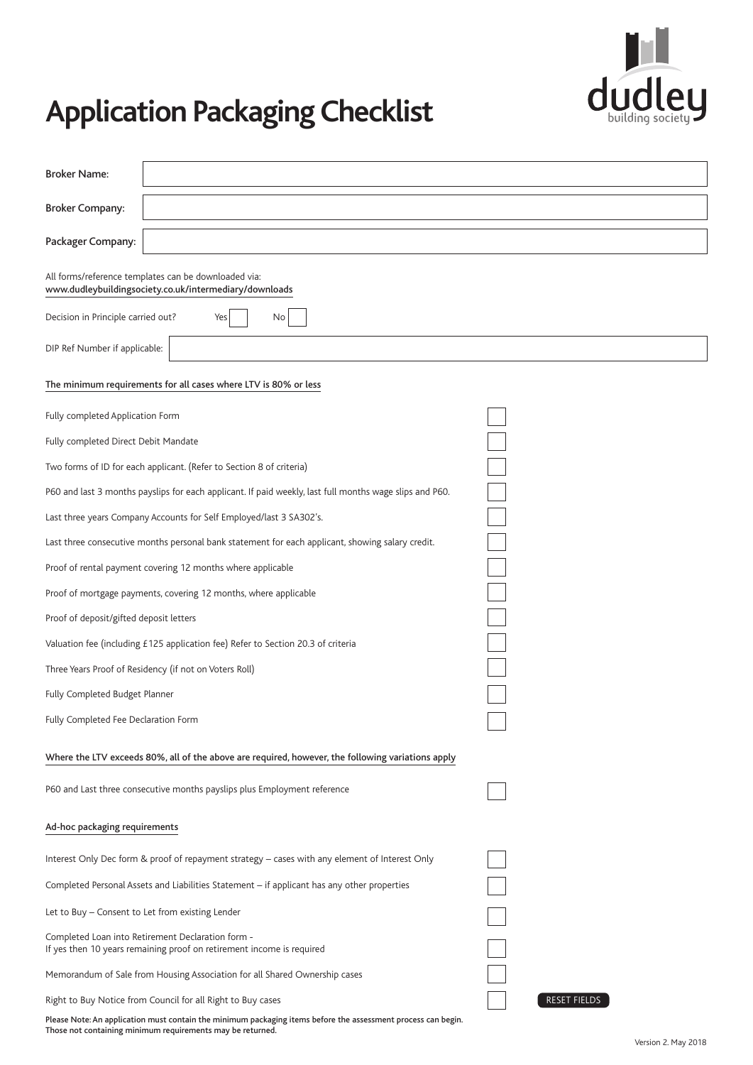# Application Packaging Checklist

dudley building society

Broker Name:

Broker Company:

Packager Company:

All forms/reference templates can be downloaded via:
www.dudleybuildingsociety.co.uk/intermediary/downloads

Decision in Principle carried out? Yes ☐ No ☐

DIP Ref Number if applicable:

**The minimum requirements for all cases where LTV is 80% or less**

- ☐ Fully completed Application Form
- ☐ Fully completed Direct Debit Mandate
- ☐ Two forms of ID for each applicant. (Refer to Section 8 of criteria)
- ☐ P60 and last 3 months payslips for each applicant. If paid weekly, last full months wage slips and P60.
- ☐ Last three years Company Accounts for Self Employed/last 3 SA302's.
- ☐ Last three consecutive months personal bank statement for each applicant, showing salary credit.
- ☐ Proof of rental payment covering 12 months where applicable
- ☐ Proof of mortgage payments, covering 12 months, where applicable
- ☐ Proof of deposit/gifted deposit letters
- ☐ Valuation fee (including £125 application fee) Refer to Section 20.3 of criteria
- ☐ Three Years Proof of Residency (if not on Voters Roll)
- ☐ Fully Completed Budget Planner
- ☐ Fully Completed Fee Declaration Form

**Where the LTV exceeds 80%, all of the above are required, however, the following variations apply**

- ☐ P60 and Last three consecutive months payslips plus Employment reference

**Ad-hoc packaging requirements**

- ☐ Interest Only Dec form & proof of repayment strategy – cases with any element of Interest Only
- ☐ Completed Personal Assets and Liabilities Statement – if applicant has any other properties
- ☐ Let to Buy – Consent to Let from existing Lender
- ☐ Completed Loan into Retirement Declaration form - If yes then 10 years remaining proof on retirement income is required
- ☐ Memorandum of Sale from Housing Association for all Shared Ownership cases
- ☐ Right to Buy Notice from Council for all Right to Buy cases

RESET FIELDS

**Please Note: An application must contain the minimum packaging items before the assessment process can begin. Those not containing minimum requirements may be returned.**

Version 2. May 2018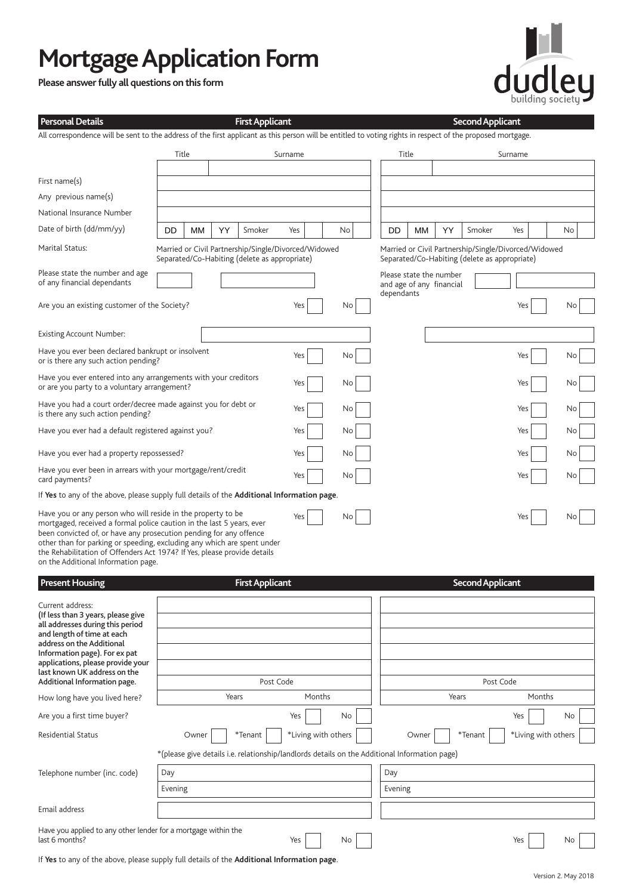# Mortgage Application Form

**Please answer fully all questions on this form**

dudley building society

| Personal Details | First Applicant | | | | Second Applicant | | | |
|---|---|---|---|---|---|---|---|---|

All correspondence will be sent to the address of the first applicant as this person will be entitled to voting rights in respect of the proposed mortgage.

| | First Applicant | Second Applicant |
|---|---|---|
| | Title / Surname | Title / Surname |
| First name(s) | | |
| Any previous name(s) | | |
| National Insurance Number | | |
| Date of birth (dd/mm/yy) | DD MM YY Smoker Yes ☐ No ☐ | DD MM YY Smoker Yes ☐ No ☐ |
| Marital Status: | Married or Civil Partnership/Single/Divorced/Widowed Separated/Co-Habiting (delete as appropriate) | Married or Civil Partnership/Single/Divorced/Widowed Separated/Co-Habiting (delete as appropriate) |
| Please state the number and age of any financial dependants | | Please state the number and age of any financial dependants |
| Are you an existing customer of the Society? | Yes ☐ No ☐ | Yes ☐ No ☐ |
| Existing Account Number: | | |
| Have you ever been declared bankrupt or insolvent or is there any such action pending? | Yes ☐ No ☐ | Yes ☐ No ☐ |
| Have you ever entered into any arrangements with your creditors or are you party to a voluntary arrangement? | Yes ☐ No ☐ | Yes ☐ No ☐ |
| Have you had a court order/decree made against you for debt or is there any such action pending? | Yes ☐ No ☐ | Yes ☐ No ☐ |
| Have you ever had a default registered against you? | Yes ☐ No ☐ | Yes ☐ No ☐ |
| Have you ever had a property repossessed? | Yes ☐ No ☐ | Yes ☐ No ☐ |
| Have you ever been in arrears with your mortgage/rent/credit card payments? | Yes ☐ No ☐ | Yes ☐ No ☐ |

If **Yes** to any of the above, please supply full details of the **Additional Information page**.

| | First Applicant | Second Applicant |
|---|---|---|
| Have you or any person who will reside in the property to be mortgaged, received a formal police caution in the last 5 years, ever been convicted of, or have any prosecution pending for any offence other than for parking or speeding, excluding any which are spent under the Rehabilitation of Offenders Act 1974? If Yes, please provide details on the Additional Information page. | Yes ☐ No ☐ | Yes ☐ No ☐ |

| Present Housing | First Applicant | Second Applicant |
|---|---|---|
| Current address: **(If less than 3 years, please give all addresses during this period and length of time at each address on the Additional Information page). For ex pat applications, please provide your last known UK address on the Additional Information page.** | Post Code | Post Code |
| How long have you lived here? | Years Months | Years Months |
| Are you a first time buyer? | Yes ☐ No ☐ | Yes ☐ No ☐ |
| Residential Status | Owner ☐ *Tenant ☐ *Living with others ☐ | Owner ☐ *Tenant ☐ *Living with others ☐ |

*(please give details i.e. relationship/landlords details on the Additional Information page)

| | First Applicant | Second Applicant |
|---|---|---|
| Telephone number (inc. code) | Day | Day |
| | Evening | Evening |
| Email address | | |
| Have you applied to any other lender for a mortgage within the last 6 months? | Yes ☐ No ☐ | Yes ☐ No ☐ |

If **Yes** to any of the above, please supply full details of the **Additional Information page**.

Version 2. May 2018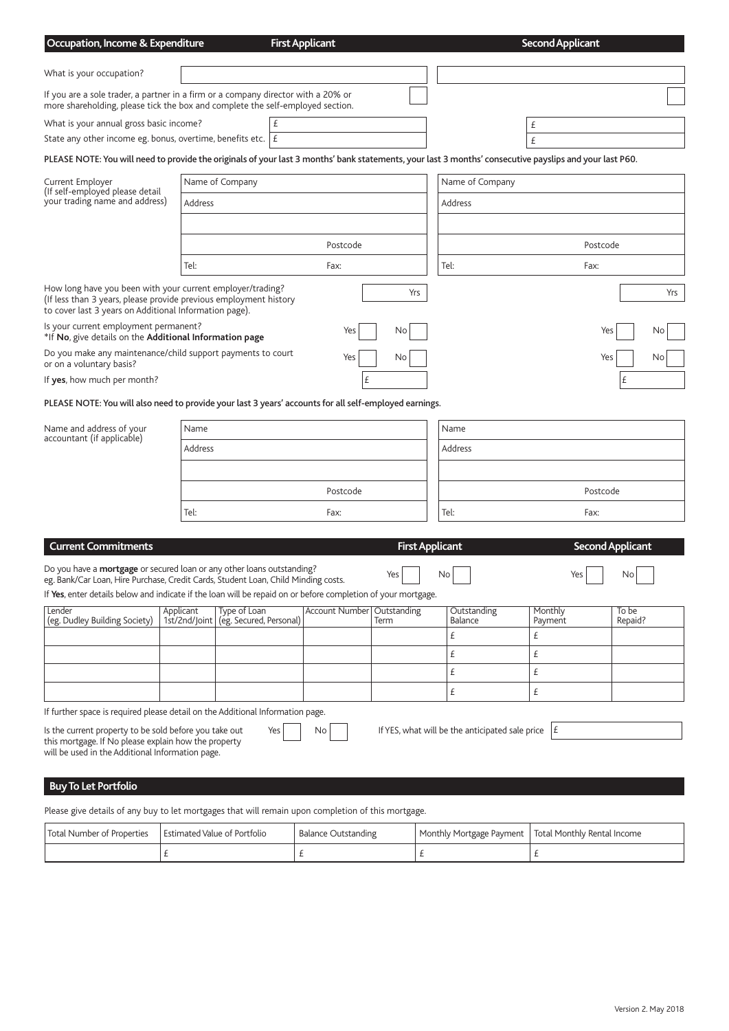## Occupation, Income & Expenditure

| | First Applicant | Second Applicant |
|---|---|---|
| What is your occupation? | | |
| If you are a sole trader, a partner in a firm or a company director with a 20% or more shareholding, please tick the box and complete the self-employed section. | ☐ | ☐ |
| What is your annual gross basic income? | £ | £ |
| State any other income eg. bonus, overtime, benefits etc. | £ | £ |

**PLEASE NOTE: You will need to provide the originals of your last 3 months' bank statements, your last 3 months' consecutive payslips and your last P60.**

| | First Applicant | Second Applicant |
|---|---|---|
| Current Employer (If self-employed please detail your trading name and address) | Name of Company | Name of Company |
| | Address | Address |
| | | |
| | Postcode | Postcode |
| | Tel: Fax: | Tel: Fax: |
| How long have you been with your current employer/trading? (If less than 3 years, please provide previous employment history to cover last 3 years on Additional Information page). | Yrs | Yrs |
| Is your current employment permanent? *If **No**, give details on the **Additional Information page** | Yes ☐ No ☐ | Yes ☐ No ☐ |
| Do you make any maintenance/child support payments to court or on a voluntary basis? | Yes ☐ No ☐ | Yes ☐ No ☐ |
| If **yes**, how much per month? | £ | £ |

**PLEASE NOTE: You will also need to provide your last 3 years' accounts for all self-employed earnings.**

| | First Applicant | Second Applicant |
|---|---|---|
| Name and address of your accountant (if applicable) | Name | Name |
| | Address | Address |
| | | |
| | Postcode | Postcode |
| | Tel: Fax: | Tel: Fax: |

## Current Commitments

| | First Applicant | Second Applicant |
|---|---|---|
| Do you have a **mortgage** or secured loan or any other loans outstanding? eg. Bank/Car Loan, Hire Purchase, Credit Cards, Student Loan, Child Minding costs. | Yes ☐ No ☐ | Yes ☐ No ☐ |

If **Yes**, enter details below and indicate if the loan will be repaid on or before completion of your mortgage.

| Lender (eg. Dudley Building Society) | Applicant 1st/2nd/Joint | Type of Loan (eg. Secured, Personal) | Account Number | Outstanding Term | Outstanding Balance | Monthly Payment | To be Repaid? |
|---|---|---|---|---|---|---|---|
| | | | | | £ | £ | |
| | | | | | £ | £ | |
| | | | | | £ | £ | |
| | | | | | £ | £ | |

If further space is required please detail on the Additional Information page.

Is the current property to be sold before you take out this mortgage. If No please explain how the property will be used in the Additional Information page. Yes ☐ No ☐

If YES, what will be the anticipated sale price £

## Buy To Let Portfolio

Please give details of any buy to let mortgages that will remain upon completion of this mortgage.

| Total Number of Properties | Estimated Value of Portfolio | Balance Outstanding | Monthly Mortgage Payment | Total Monthly Rental Income |
|---|---|---|---|---|
| | £ | £ | £ | £ |

Version 2. May 2018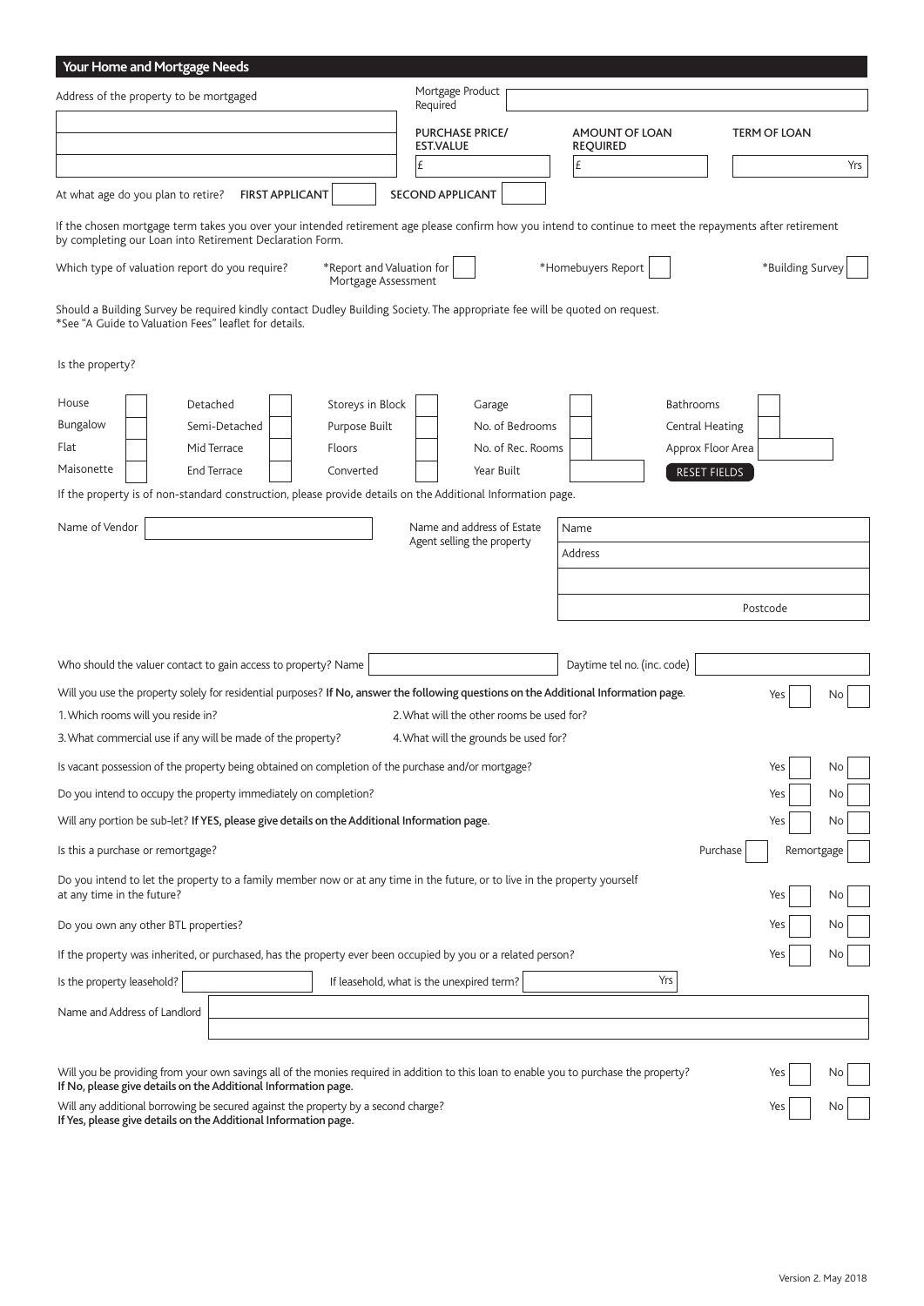## Your Home and Mortgage Needs

Address of the property to be mortgaged

Mortgage Product Required

| PURCHASE PRICE/ EST.VALUE | AMOUNT OF LOAN REQUIRED | TERM OF LOAN |
|---|---|---|
| £ | £ | Yrs |

At what age do you plan to retire? **FIRST APPLICANT** **SECOND APPLICANT**

If the chosen mortgage term takes you over your intended retirement age please confirm how you intend to continue to meet the repayments after retirement by completing our Loan into Retirement Declaration Form.

Which type of valuation report do you require? *Report and Valuation for Mortgage Assessment *Homebuyers Report *Building Survey

Should a Building Survey be required kindly contact Dudley Building Society. The appropriate fee will be quoted on request.
*See "A Guide to Valuation Fees" leaflet for details.

Is the property?

| | | | | |
|---|---|---|---|---|
| House | Detached | Storeys in Block | Garage | Bathrooms |
| Bungalow | Semi-Detached | Purpose Built | No. of Bedrooms | Central Heating |
| Flat | Mid Terrace | Floors | No. of Rec. Rooms | Approx Floor Area |
| Maisonette | End Terrace | Converted | Year Built | RESET FIELDS |

If the property is of non-standard construction, please provide details on the Additional Information page.

Name of Vendor

Name and address of Estate Agent selling the property
Name
Address
Postcode

Who should the valuer contact to gain access to property? Name Daytime tel no. (inc. code)

Will you use the property solely for residential purposes? **If No, answer the following questions on the Additional Information page.** Yes No

1. Which rooms will you reside in?
2. What will the other rooms be used for?
3. What commercial use if any will be made of the property?
4. What will the grounds be used for?

Is vacant possession of the property being obtained on completion of the purchase and/or mortgage? Yes No

Do you intend to occupy the property immediately on completion? Yes No

Will any portion be sub-let? **If YES, please give details on the Additional Information page.** Yes No

Is this a purchase or remortgage? Purchase Remortgage

Do you intend to let the property to a family member now or at any time in the future, or to live in the property yourself at any time in the future? Yes No

Do you own any other BTL properties? Yes No

If the property was inherited, or purchased, has the property ever been occupied by you or a related person? Yes No

Is the property leasehold? If leasehold, what is the unexpired term? Yrs

Name and Address of Landlord

Will you be providing from your own savings all of the monies required in addition to this loan to enable you to purchase the property? Yes No
**If No, please give details on the Additional Information page.**

Will any additional borrowing be secured against the property by a second charge? Yes No
**If Yes, please give details on the Additional Information page.**

Version 2. May 2018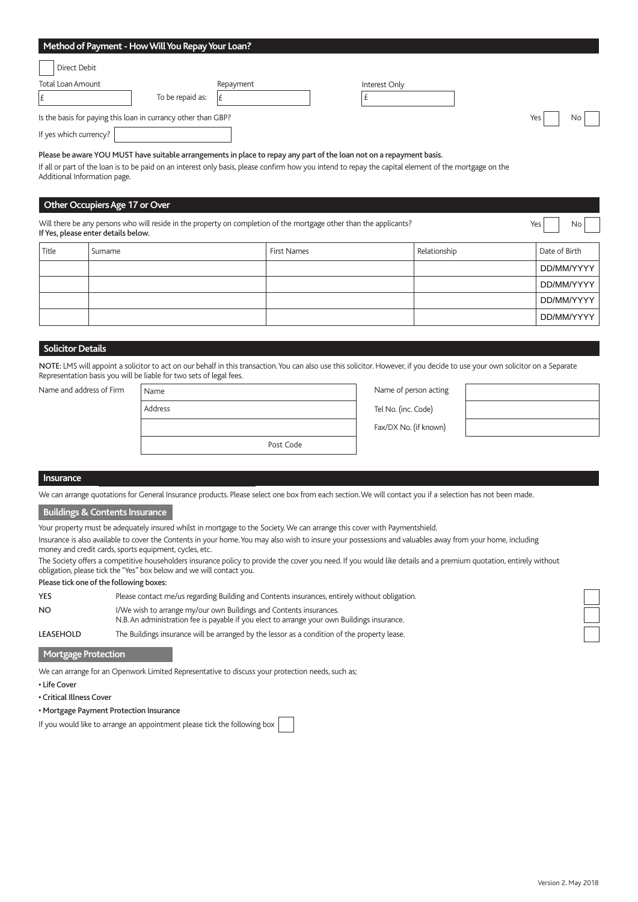## Method of Payment - How Will You Repay Your Loan?

☐ Direct Debit

| Total Loan Amount | | Repayment | Interest Only |
|---|---|---|---|
| £ | To be repaid as: | £ | £ |

Is the basis for paying this loan in currency other than GBP? Yes ☐ No ☐

If yes which currency? ____________

**Please be aware YOU MUST have suitable arrangements in place to repay any part of the loan not on a repayment basis.**

If all or part of the loan is to be paid on an interest only basis, please confirm how you intend to repay the capital element of the mortgage on the Additional Information page.

## Other Occupiers Age 17 or Over

Will there be any persons who will reside in the property on completion of the mortgage other than the applicants? Yes ☐ No ☐
**If Yes, please enter details below.**

| Title | Surname | First Names | Relationship | Date of Birth |
|---|---|---|---|---|
| | | | | DD/MM/YYYY |
| | | | | DD/MM/YYYY |
| | | | | DD/MM/YYYY |
| | | | | DD/MM/YYYY |

## Solicitor Details

NOTE: LMS will appoint a solicitor to act on our behalf in this transaction. You can also use this solicitor. However, if you decide to use your own solicitor on a Separate Representation basis you will be liable for two sets of legal fees.

| Name and address of Firm | | Name of person acting | |
|---|---|---|---|
| | Name | | |
| | Address | Tel No. (inc. Code) | |
| | | Fax/DX No. (if known) | |
| | Post Code | | |

## Insurance

We can arrange quotations for General Insurance products. Please select one box from each section. We will contact you if a selection has not been made.

### Buildings & Contents Insurance

Your property must be adequately insured whilst in mortgage to the Society. We can arrange this cover with Paymentshield.

Insurance is also available to cover the Contents in your home. You may also wish to insure your possessions and valuables away from your home, including money and credit cards, sports equipment, cycles, etc.

The Society offers a competitive householders insurance policy to provide the cover you need. If you would like details and a premium quotation, entirely without obligation, please tick the "Yes" box below and we will contact you.

**Please tick one of the following boxes:**

| | | |
|---|---|---|
| YES | Please contact me/us regarding Building and Contents insurances, entirely without obligation. | ☐ |
| NO | I/We wish to arrange my/our own Buildings and Contents insurances. N.B. An administration fee is payable if you elect to arrange your own Buildings insurance. | ☐ |
| LEASEHOLD | The Buildings insurance will be arranged by the lessor as a condition of the property lease. | ☐ |

### Mortgage Protection

We can arrange for an Openwork Limited Representative to discuss your protection needs, such as;

- Life Cover
- Critical Illness Cover
- Mortgage Payment Protection Insurance

If you would like to arrange an appointment please tick the following box ☐

Version 2. May 2018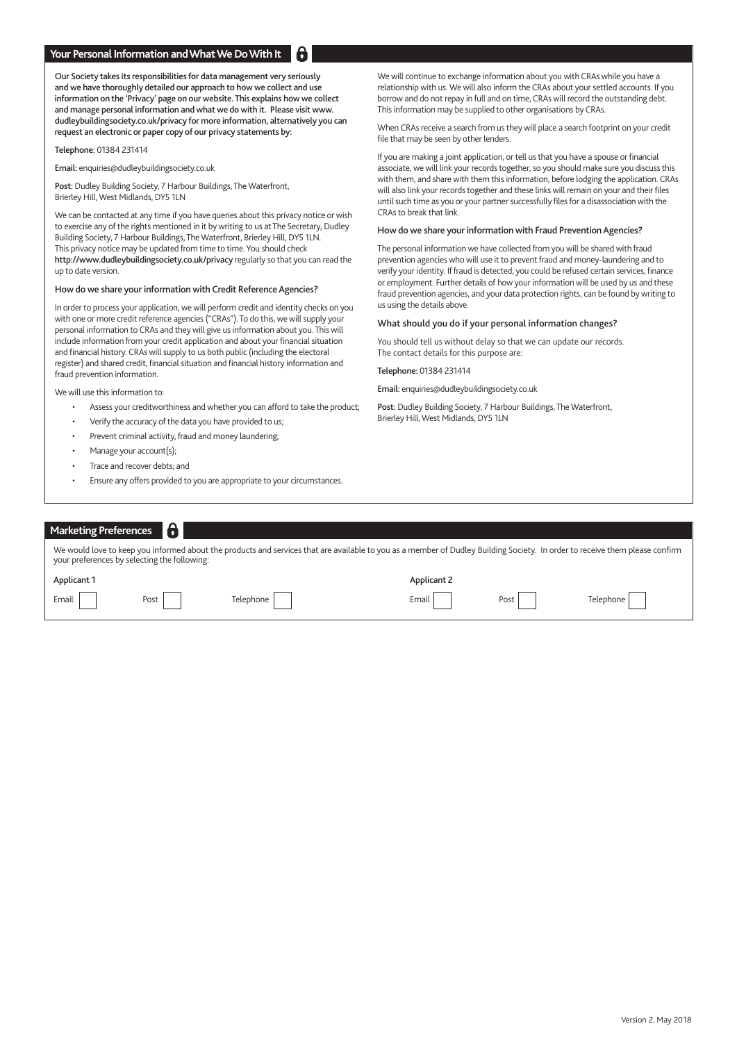## Your Personal Information and What We Do With It

**Our Society takes its responsibilities for data management very seriously and we have thoroughly detailed our approach to how we collect and use information on the 'Privacy' page on our website. This explains how we collect and manage personal information and what we do with it. Please visit www. dudleybuildingsociety.co.uk/privacy for more information, alternatively you can request an electronic or paper copy of our privacy statements by:**

**Telephone:** 01384 231414

**Email:** enquiries@dudleybuildingsociety.co.uk

**Post:** Dudley Building Society, 7 Harbour Buildings, The Waterfront, Brierley Hill, West Midlands, DY5 1LN

We can be contacted at any time if you have queries about this privacy notice or wish to exercise any of the rights mentioned in it by writing to us at The Secretary, Dudley Building Society, 7 Harbour Buildings, The Waterfront, Brierley Hill, DY5 1LN. This privacy notice may be updated from time to time. You should check **http://www.dudleybuildingsociety.co.uk/privacy** regularly so that you can read the up to date version.

### How do we share your information with Credit Reference Agencies?

In order to process your application, we will perform credit and identity checks on you with one or more credit reference agencies ("CRAs"). To do this, we will supply your personal information to CRAs and they will give us information about you. This will include information from your credit application and about your financial situation and financial history. CRAs will supply to us both public (including the electoral register) and shared credit, financial situation and financial history information and fraud prevention information.

We will use this information to:

- Assess your creditworthiness and whether you can afford to take the product;
- Verify the accuracy of the data you have provided to us;
- Prevent criminal activity, fraud and money laundering;
- Manage your account(s);
- Trace and recover debts; and
- Ensure any offers provided to you are appropriate to your circumstances.

We will continue to exchange information about you with CRAs while you have a relationship with us. We will also inform the CRAs about your settled accounts. If you borrow and do not repay in full and on time, CRAs will record the outstanding debt. This information may be supplied to other organisations by CRAs.

When CRAs receive a search from us they will place a search footprint on your credit file that may be seen by other lenders.

If you are making a joint application, or tell us that you have a spouse or financial associate, we will link your records together, so you should make sure you discuss this with them, and share with them this information, before lodging the application. CRAs will also link your records together and these links will remain on your and their files until such time as you or your partner successfully files for a disassociation with the CRAs to break that link.

### How do we share your information with Fraud Prevention Agencies?

The personal information we have collected from you will be shared with fraud prevention agencies who will use it to prevent fraud and money-laundering and to verify your identity. If fraud is detected, you could be refused certain services, finance or employment. Further details of how your information will be used by us and these fraud prevention agencies, and your data protection rights, can be found by writing to us using the details above.

### What should you do if your personal information changes?

You should tell us without delay so that we can update our records. The contact details for this purpose are:

**Telephone:** 01384 231414

**Email:** enquiries@dudleybuildingsociety.co.uk

**Post:** Dudley Building Society, 7 Harbour Buildings, The Waterfront, Brierley Hill, West Midlands, DY5 1LN

## Marketing Preferences

We would love to keep you informed about the products and services that are available to you as a member of Dudley Building Society. In order to receive them please confirm your preferences by selecting the following:

| Applicant 1 | | | Applicant 2 | | |
|---|---|---|---|---|---|
| Email ☐ | Post ☐ | Telephone ☐ | Email ☐ | Post ☐ | Telephone ☐ |

Version 2. May 2018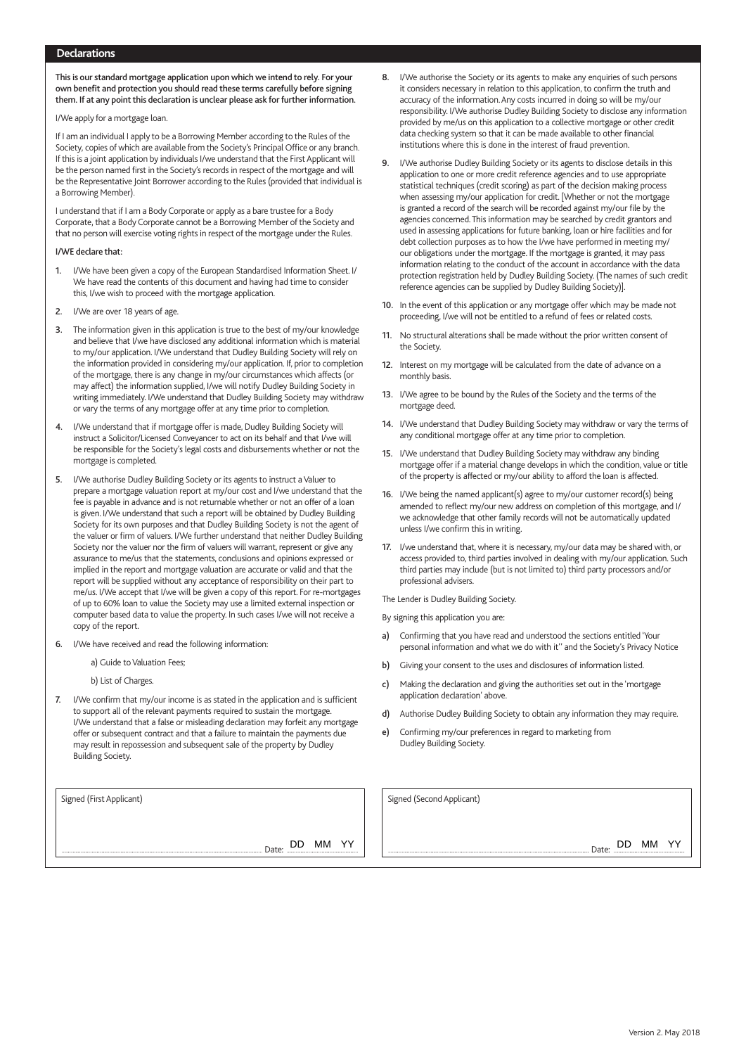## Declarations

**This is our standard mortgage application upon which we intend to rely. For your own benefit and protection you should read these terms carefully before signing them. If at any point this declaration is unclear please ask for further information.**

I/We apply for a mortgage loan.

If I am an individual I apply to be a Borrowing Member according to the Rules of the Society, copies of which are available from the Society's Principal Office or any branch. If this is a joint application by individuals I/we understand that the First Applicant will be the person named first in the Society's records in respect of the mortgage and will be the Representative Joint Borrower according to the Rules (provided that individual is a Borrowing Member).

I understand that if I am a Body Corporate or apply as a bare trustee for a Body Corporate, that a Body Corporate cannot be a Borrowing Member of the Society and that no person will exercise voting rights in respect of the mortgage under the Rules.

**I/WE declare that:**

1. I/We have been given a copy of the European Standardised Information Sheet. I/We have read the contents of this document and having had time to consider this, I/we wish to proceed with the mortgage application.
2. I/We are over 18 years of age.
3. The information given in this application is true to the best of my/our knowledge and believe that I/we have disclosed any additional information which is material to my/our application. I/We understand that Dudley Building Society will rely on the information provided in considering my/our application. If, prior to completion of the mortgage, there is any change in my/our circumstances which affects (or may affect) the information supplied, I/we will notify Dudley Building Society in writing immediately. I/We understand that Dudley Building Society may withdraw or vary the terms of any mortgage offer at any time prior to completion.
4. I/We understand that if mortgage offer is made, Dudley Building Society will instruct a Solicitor/Licensed Conveyancer to act on its behalf and that I/we will be responsible for the Society's legal costs and disbursements whether or not the mortgage is completed.
5. I/We authorise Dudley Building Society or its agents to instruct a Valuer to prepare a mortgage valuation report at my/our cost and I/we understand that the fee is payable in advance and is not returnable whether or not an offer of a loan is given. I/We understand that such a report will be obtained by Dudley Building Society for its own purposes and that Dudley Building Society is not the agent of the valuer or firm of valuers. I/We further understand that neither Dudley Building Society nor the valuer nor the firm of valuers will warrant, represent or give any assurance to me/us that the statements, conclusions and opinions expressed or implied in the report and mortgage valuation are accurate or valid and that the report will be supplied without any acceptance of responsibility on their part to me/us. I/We accept that I/we will be given a copy of this report. For re-mortgages of up to 60% loan to value the Society may use a limited external inspection or computer based data to value the property. In such cases I/we will not receive a copy of the report.
6. I/We have received and read the following information:

   a) Guide to Valuation Fees;

   b) List of Charges.
7. I/We confirm that my/our income is as stated in the application and is sufficient to support all of the relevant payments required to sustain the mortgage. I/We understand that a false or misleading declaration may forfeit any mortgage offer or subsequent contract and that a failure to maintain the payments due may result in repossession and subsequent sale of the property by Dudley Building Society.
8. I/We authorise the Society or its agents to make any enquiries of such persons it considers necessary in relation to this application, to confirm the truth and accuracy of the information. Any costs incurred in doing so will be my/our responsibility. I/We authorise Dudley Building Society to disclose any information provided by me/us on this application to a collective mortgage or other credit data checking system so that it can be made available to other financial institutions where this is done in the interest of fraud prevention.
9. I/We authorise Dudley Building Society or its agents to disclose details in this application to one or more credit reference agencies and to use appropriate statistical techniques (credit scoring) as part of the decision making process when assessing my/our application for credit. [Whether or not the mortgage is granted a record of the search will be recorded against my/our file by the agencies concerned. This information may be searched by credit grantors and used in assessing applications for future banking, loan or hire facilities and for debt collection purposes as to how the I/we have performed in meeting my/our obligations under the mortgage. If the mortgage is granted, it may pass information relating to the conduct of the account in accordance with the data protection registration held by Dudley Building Society. (The names of such credit reference agencies can be supplied by Dudley Building Society)].
10. In the event of this application or any mortgage offer which may be made not proceeding, I/we will not be entitled to a refund of fees or related costs.
11. No structural alterations shall be made without the prior written consent of the Society.
12. Interest on my mortgage will be calculated from the date of advance on a monthly basis.
13. I/We agree to be bound by the Rules of the Society and the terms of the mortgage deed.
14. I/We understand that Dudley Building Society may withdraw or vary the terms of any conditional mortgage offer at any time prior to completion.
15. I/We understand that Dudley Building Society may withdraw any binding mortgage offer if a material change develops in which the condition, value or title of the property is affected or my/our ability to afford the loan is affected.
16. I/We being the named applicant(s) agree to my/our customer record(s) being amended to reflect my/our new address on completion of this mortgage, and I/we acknowledge that other family records will not be automatically updated unless I/we confirm this in writing.
17. I/we understand that, where it is necessary, my/our data may be shared with, or access provided to, third parties involved in dealing with my/our application. Such third parties may include (but is not limited to) third party processors and/or professional advisers.

The Lender is Dudley Building Society.

By signing this application you are:

a) Confirming that you have read and understood the sections entitled 'Your personal information and what we do with it'' and the Society's Privacy Notice

b) Giving your consent to the uses and disclosures of information listed.

c) Making the declaration and giving the authorities set out in the 'mortgage application declaration' above.

d) Authorise Dudley Building Society to obtain any information they may require.

e) Confirming my/our preferences in regard to marketing from Dudley Building Society.

| Signed (First Applicant) | Signed (Second Applicant) |
|---|---|
| ........................................ Date: DD MM YY | ........................................ Date: DD MM YY |

Version 2. May 2018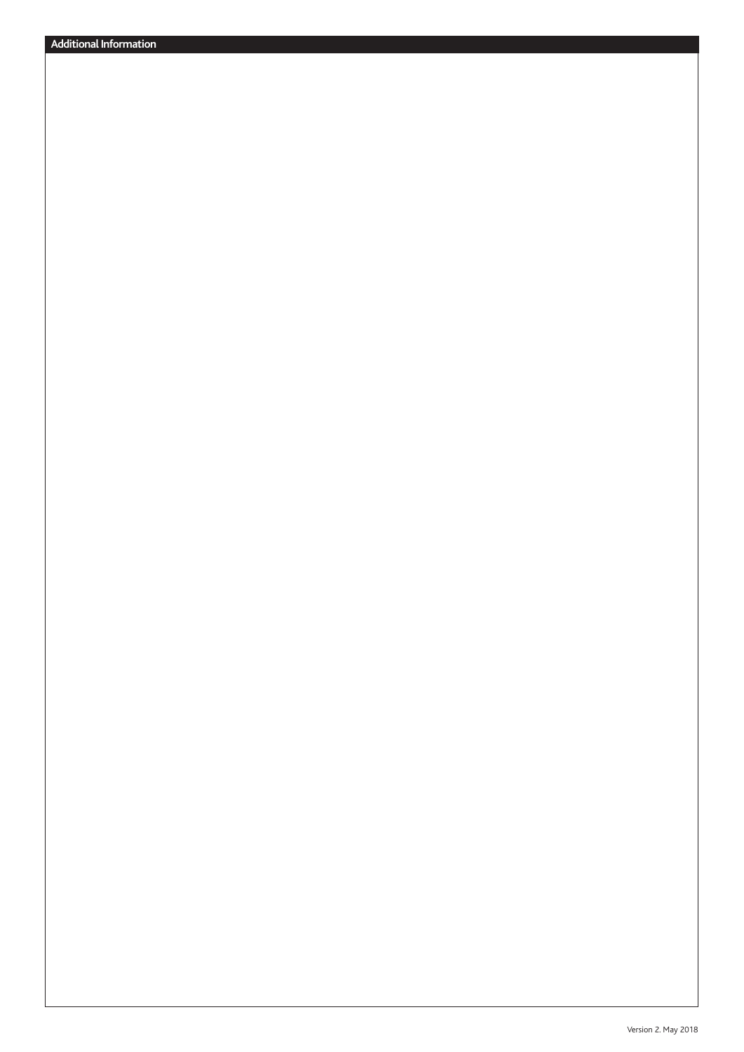## Additional Information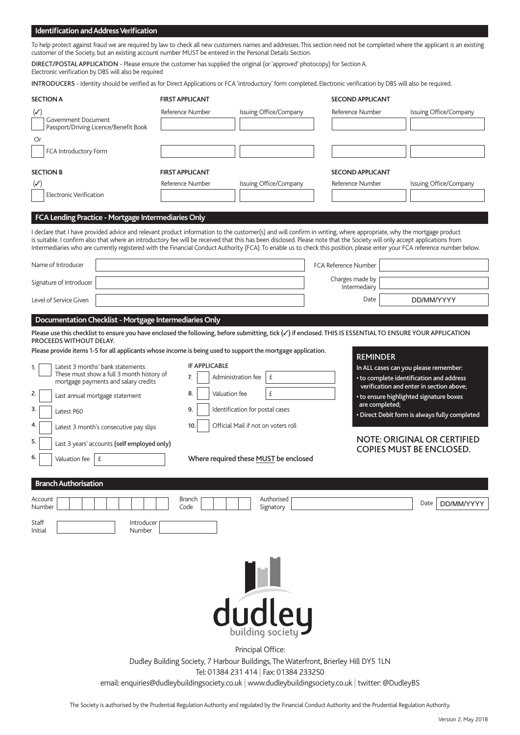## Identification and Address Verification

To help protect against fraud we are required by law to check all new customers names and addresses. This section need not be completed where the applicant is an existing customer of the Society, but an existing account number MUST be entered in the Personal Details Section.

DIRECT/POSTAL APPLICATION - Please ensure the customer has supplied the original (or 'approved' photocopy) for Section A.
Electronic verification by DBS will also be required

INTRODUCERS - Identity should be verified as for Direct Applications or FCA 'introductory' form completed. Electronic verification by DBS will also be required.

| SECTION A | FIRST APPLICANT | | SECOND APPLICANT | |
|---|---|---|---|---|
| (✓) | Reference Number | Issuing Office/Company | Reference Number | Issuing Office/Company |
| ☐ Government Document Passport/Driving Licence/Benefit Book | | | | |
| Or | | | | |
| ☐ FCA Introductory Form | | | | |

| SECTION B | FIRST APPLICANT | | SECOND APPLICANT | |
|---|---|---|---|---|
| (✓) | Reference Number | Issuing Office/Company | Reference Number | Issuing Office/Company |
| ☐ Electronic Verification | | | | |

## FCA Lending Practice - Mortgage Intermediaries Only

I declare that I have provided advice and relevant product information to the customer(s) and will confirm in writing, where appropriate, why the mortgage product is suitable. I confirm also that where an introductory fee will be received that this has been disclosed. Please note that the Society will only accept applications from Intermediaries who are currently registered with the Financial Conduct Authority (FCA). To enable us to check this position, please enter your FCA reference number below.

| | | | |
|---|---|---|---|
| Name of Introducer | | FCA Reference Number | |
| Signature of Introducer | | Charges made by Intermedairy | |
| Level of Service Given | | Date | DD/MM/YYYY |

## Documentation Checklist - Mortgage Intermediaries Only

**Please use this checklist to ensure you have enclosed the following, before submitting, tick (✓) if enclosed. THIS IS ESSENTIAL TO ENSURE YOUR APPLICATION PROCEEDS WITHOUT DELAY.**

**Please provide items 1-5 for all applicants whose income is being used to support the mortgage application.**

1. ☐ Latest 3 months' bank statements. These must show a full 3 month history of mortgage payments and salary credits
2. ☐ Last annual mortgage statement
3. ☐ Latest P60
4. ☐ Latest 3 month's consecutive pay slips
5. ☐ Last 3 years' accounts **(self employed only)**
6. ☐ Valuation fee £

**IF APPLICABLE**

7. ☐ Administration fee £
8. ☐ Valuation fee £
9. ☐ Identification for postal cases
10. ☐ Official Mail if not on voters roll

Where required these MUST be enclosed

**REMINDER**

In ALL cases can you please remember:

- to complete identification and address verification and enter in section above;
- to ensure highlighted signature boxes are completed;
- Direct Debit form is always fully completed

**NOTE: ORIGINAL OR CERTIFIED COPIES MUST BE ENCLOSED.**

## Branch Authorisation

Account Number | Branch Code | Authorised Signatory | Date DD/MM/YYYY

Staff Initial | Introducer Number

dudley
building society

Principal Office:
Dudley Building Society, 7 Harbour Buildings, The Waterfront, Brierley Hill DY5 1LN
Tel: 01384 231 414 | Fax: 01384 233250
email: enquiries@dudleybuildingsociety.co.uk | www.dudleybuildingsociety.co.uk | twitter: @DudleyBS

The Society is authorised by the Prudential Regulation Authority and regulated by the Financial Conduct Authority and the Prudential Regulation Authority.

Version 2. May 2018